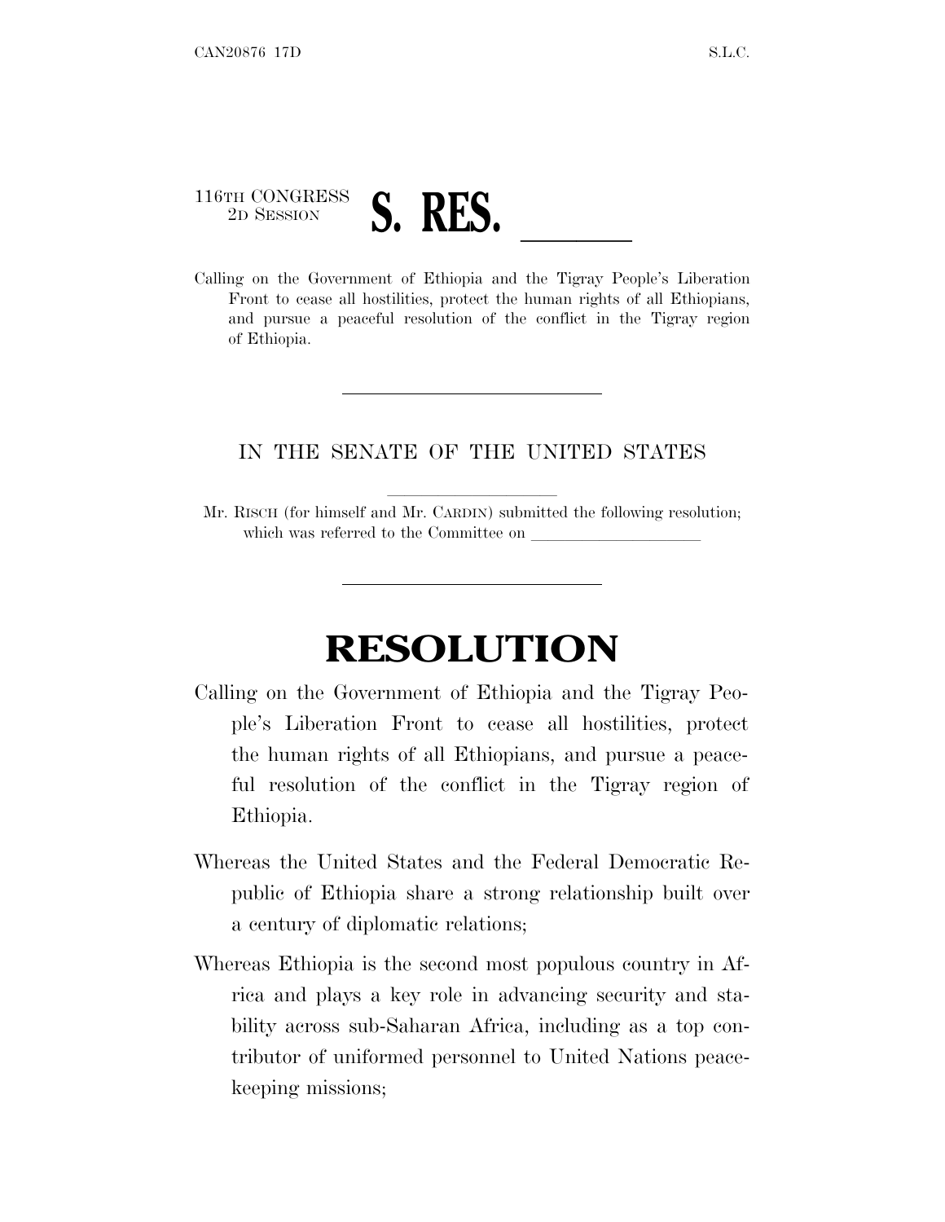116TH CONGRESS
2D SESSION

# S. RES. \_\_\_\_\_\_

Calling on the Government of Ethiopia and the Tigray People's Liberation Front to cease all hostilities, protect the human rights of all Ethiopians, and pursue a peaceful resolution of the conflict in the Tigray region of Ethiopia.

---

IN THE SENATE OF THE UNITED STATES

Mr. RISCH (for himself and Mr. CARDIN) submitted the following resolution; which was referred to the Committee on \_\_\_\_\_\_\_\_\_\_\_\_\_\_\_\_\_\_\_\_

---

# RESOLUTION

Calling on the Government of Ethiopia and the Tigray People's Liberation Front to cease all hostilities, protect the human rights of all Ethiopians, and pursue a peaceful resolution of the conflict in the Tigray region of Ethiopia.

Whereas the United States and the Federal Democratic Republic of Ethiopia share a strong relationship built over a century of diplomatic relations;

Whereas Ethiopia is the second most populous country in Africa and plays a key role in advancing security and stability across sub-Saharan Africa, including as a top contributor of uniformed personnel to United Nations peacekeeping missions;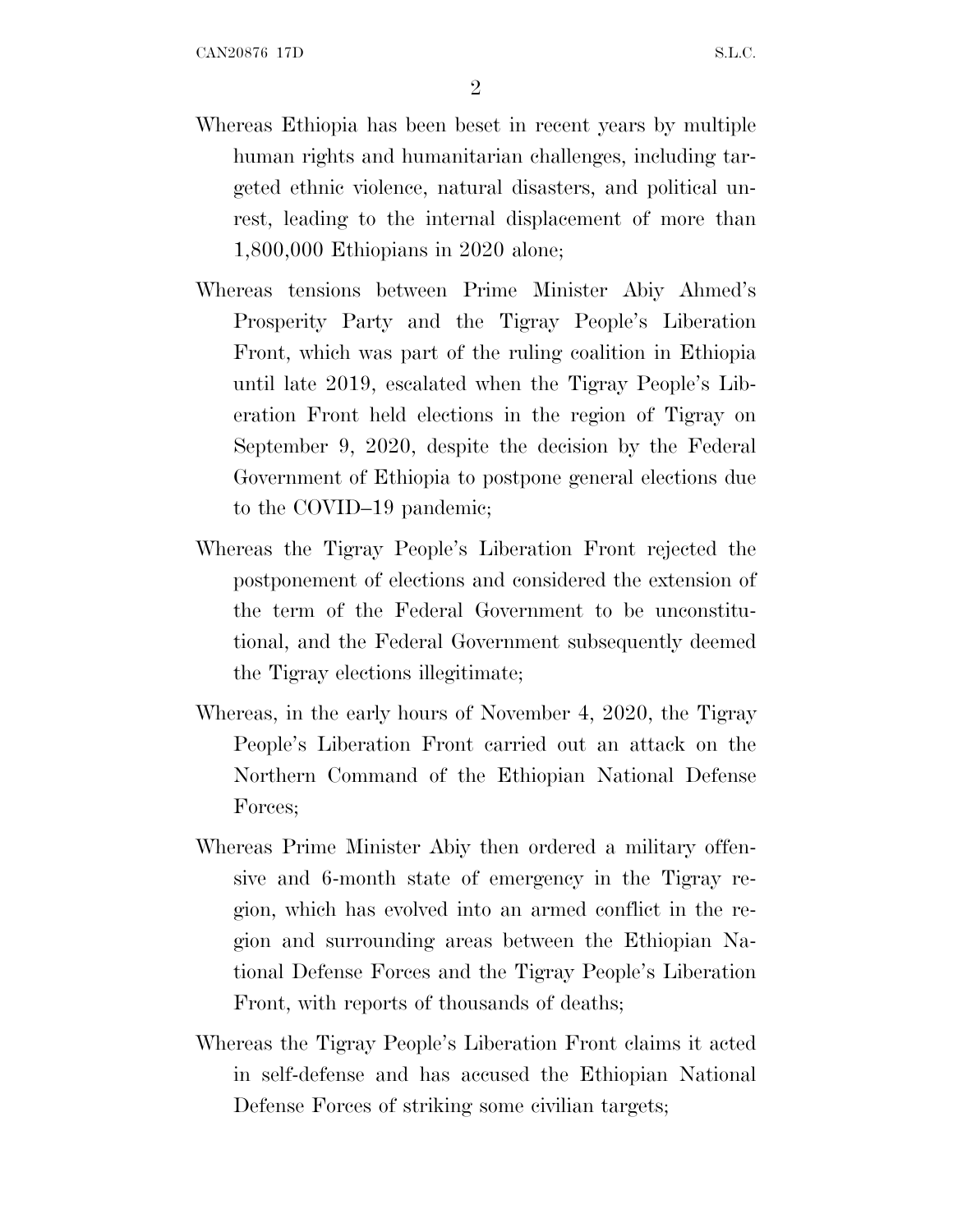Whereas Ethiopia has been beset in recent years by multiple human rights and humanitarian challenges, including targeted ethnic violence, natural disasters, and political unrest, leading to the internal displacement of more than 1,800,000 Ethiopians in 2020 alone;

Whereas tensions between Prime Minister Abiy Ahmed's Prosperity Party and the Tigray People's Liberation Front, which was part of the ruling coalition in Ethiopia until late 2019, escalated when the Tigray People's Liberation Front held elections in the region of Tigray on September 9, 2020, despite the decision by the Federal Government of Ethiopia to postpone general elections due to the COVID–19 pandemic;

Whereas the Tigray People's Liberation Front rejected the postponement of elections and considered the extension of the term of the Federal Government to be unconstitutional, and the Federal Government subsequently deemed the Tigray elections illegitimate;

Whereas, in the early hours of November 4, 2020, the Tigray People's Liberation Front carried out an attack on the Northern Command of the Ethiopian National Defense Forces;

Whereas Prime Minister Abiy then ordered a military offensive and 6-month state of emergency in the Tigray region, which has evolved into an armed conflict in the region and surrounding areas between the Ethiopian National Defense Forces and the Tigray People's Liberation Front, with reports of thousands of deaths;

Whereas the Tigray People's Liberation Front claims it acted in self-defense and has accused the Ethiopian National Defense Forces of striking some civilian targets;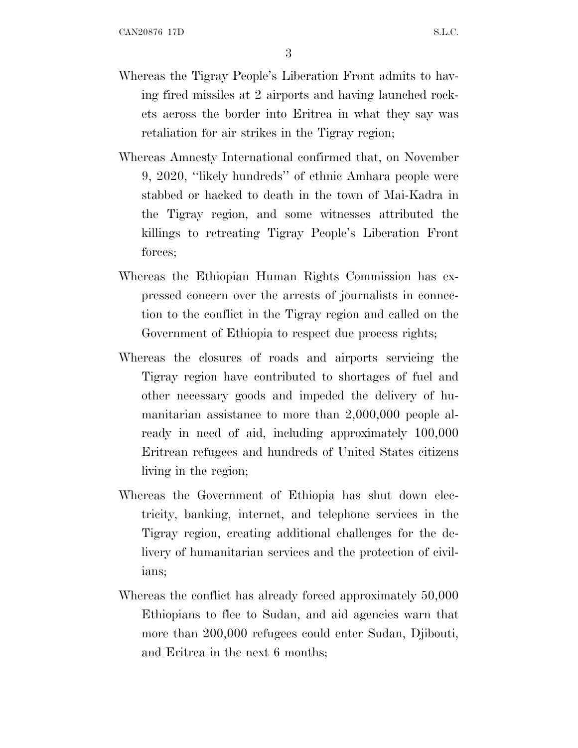Whereas the Tigray People's Liberation Front admits to having fired missiles at 2 airports and having launched rockets across the border into Eritrea in what they say was retaliation for air strikes in the Tigray region;

Whereas Amnesty International confirmed that, on November 9, 2020, "likely hundreds" of ethnic Amhara people were stabbed or hacked to death in the town of Mai-Kadra in the Tigray region, and some witnesses attributed the killings to retreating Tigray People's Liberation Front forces;

Whereas the Ethiopian Human Rights Commission has expressed concern over the arrests of journalists in connection to the conflict in the Tigray region and called on the Government of Ethiopia to respect due process rights;

Whereas the closures of roads and airports servicing the Tigray region have contributed to shortages of fuel and other necessary goods and impeded the delivery of humanitarian assistance to more than 2,000,000 people already in need of aid, including approximately 100,000 Eritrean refugees and hundreds of United States citizens living in the region;

Whereas the Government of Ethiopia has shut down electricity, banking, internet, and telephone services in the Tigray region, creating additional challenges for the delivery of humanitarian services and the protection of civilians;

Whereas the conflict has already forced approximately 50,000 Ethiopians to flee to Sudan, and aid agencies warn that more than 200,000 refugees could enter Sudan, Djibouti, and Eritrea in the next 6 months;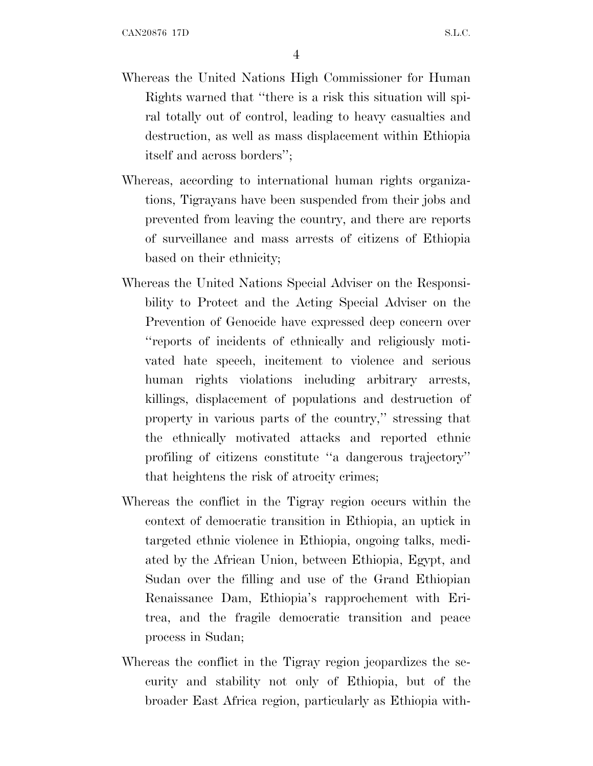Whereas the United Nations High Commissioner for Human Rights warned that "there is a risk this situation will spiral totally out of control, leading to heavy casualties and destruction, as well as mass displacement within Ethiopia itself and across borders";

Whereas, according to international human rights organizations, Tigrayans have been suspended from their jobs and prevented from leaving the country, and there are reports of surveillance and mass arrests of citizens of Ethiopia based on their ethnicity;

Whereas the United Nations Special Adviser on the Responsibility to Protect and the Acting Special Adviser on the Prevention of Genocide have expressed deep concern over "reports of incidents of ethnically and religiously motivated hate speech, incitement to violence and serious human rights violations including arbitrary arrests, killings, displacement of populations and destruction of property in various parts of the country," stressing that the ethnically motivated attacks and reported ethnic profiling of citizens constitute "a dangerous trajectory" that heightens the risk of atrocity crimes;

Whereas the conflict in the Tigray region occurs within the context of democratic transition in Ethiopia, an uptick in targeted ethnic violence in Ethiopia, ongoing talks, mediated by the African Union, between Ethiopia, Egypt, and Sudan over the filling and use of the Grand Ethiopian Renaissance Dam, Ethiopia's rapprochement with Eritrea, and the fragile democratic transition and peace process in Sudan;

Whereas the conflict in the Tigray region jeopardizes the security and stability not only of Ethiopia, but of the broader East Africa region, particularly as Ethiopia with-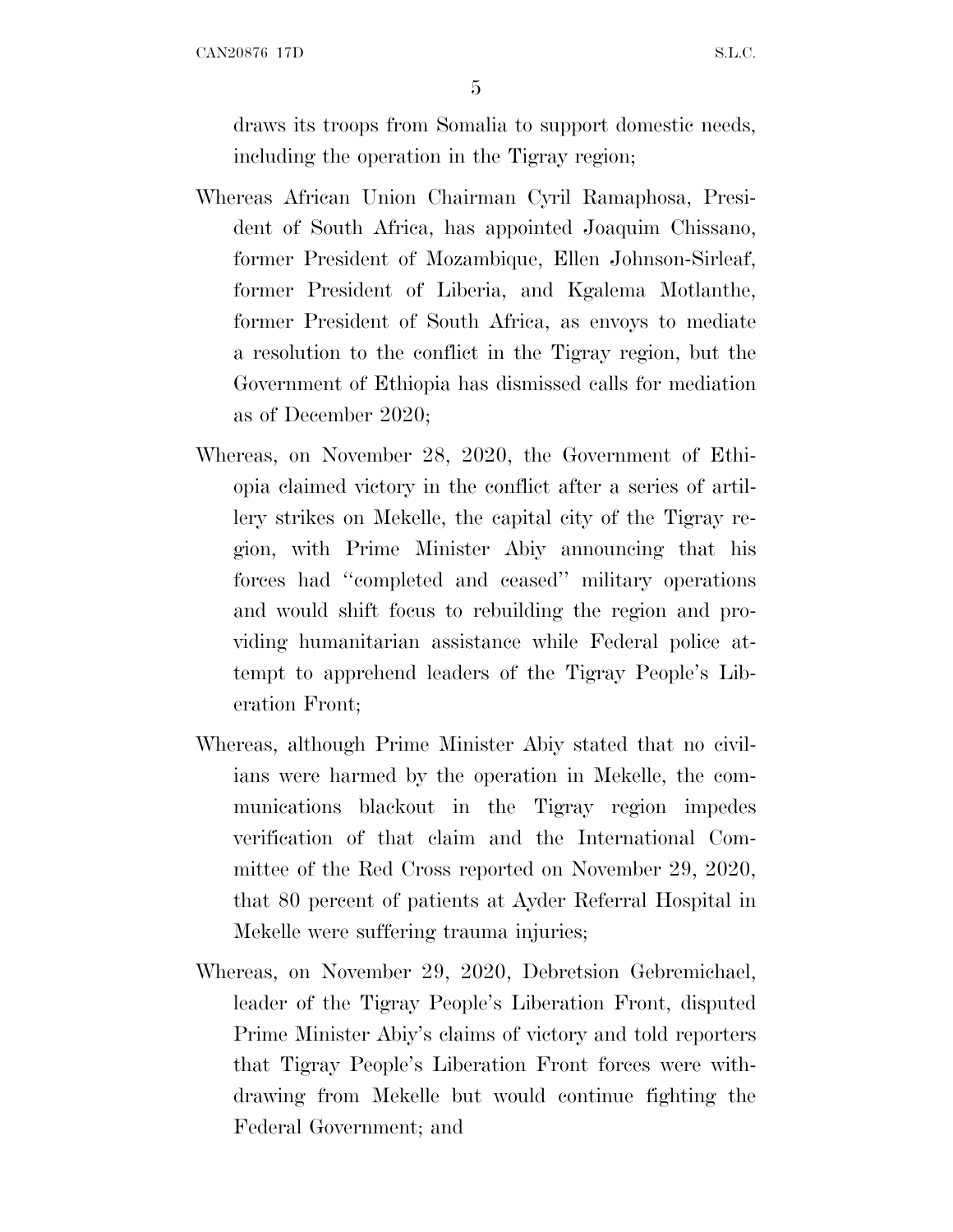draws its troops from Somalia to support domestic needs, including the operation in the Tigray region;

Whereas African Union Chairman Cyril Ramaphosa, President of South Africa, has appointed Joaquim Chissano, former President of Mozambique, Ellen Johnson-Sirleaf, former President of Liberia, and Kgalema Motlanthe, former President of South Africa, as envoys to mediate a resolution to the conflict in the Tigray region, but the Government of Ethiopia has dismissed calls for mediation as of December 2020;

Whereas, on November 28, 2020, the Government of Ethiopia claimed victory in the conflict after a series of artillery strikes on Mekelle, the capital city of the Tigray region, with Prime Minister Abiy announcing that his forces had ''completed and ceased'' military operations and would shift focus to rebuilding the region and providing humanitarian assistance while Federal police attempt to apprehend leaders of the Tigray People's Liberation Front;

Whereas, although Prime Minister Abiy stated that no civilians were harmed by the operation in Mekelle, the communications blackout in the Tigray region impedes verification of that claim and the International Committee of the Red Cross reported on November 29, 2020, that 80 percent of patients at Ayder Referral Hospital in Mekelle were suffering trauma injuries;

Whereas, on November 29, 2020, Debretsion Gebremichael, leader of the Tigray People's Liberation Front, disputed Prime Minister Abiy's claims of victory and told reporters that Tigray People's Liberation Front forces were withdrawing from Mekelle but would continue fighting the Federal Government; and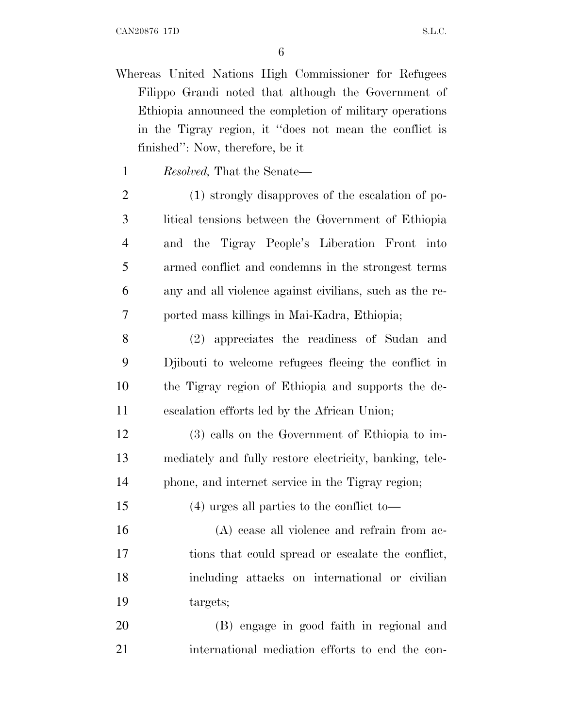Whereas United Nations High Commissioner for Refugees Filippo Grandi noted that although the Government of Ethiopia announced the completion of military operations in the Tigray region, it "does not mean the conflict is finished": Now, therefore, be it

*Resolved,* That the Senate—

(1) strongly disapproves of the escalation of political tensions between the Government of Ethiopia and the Tigray People's Liberation Front into armed conflict and condemns in the strongest terms any and all violence against civilians, such as the reported mass killings in Mai-Kadra, Ethiopia;

(2) appreciates the readiness of Sudan and Djibouti to welcome refugees fleeing the conflict in the Tigray region of Ethiopia and supports the de-escalation efforts led by the African Union;

(3) calls on the Government of Ethiopia to immediately and fully restore electricity, banking, telephone, and internet service in the Tigray region;

(4) urges all parties to the conflict to—

(A) cease all violence and refrain from actions that could spread or escalate the conflict, including attacks on international or civilian targets;

(B) engage in good faith in regional and international mediation efforts to end the con-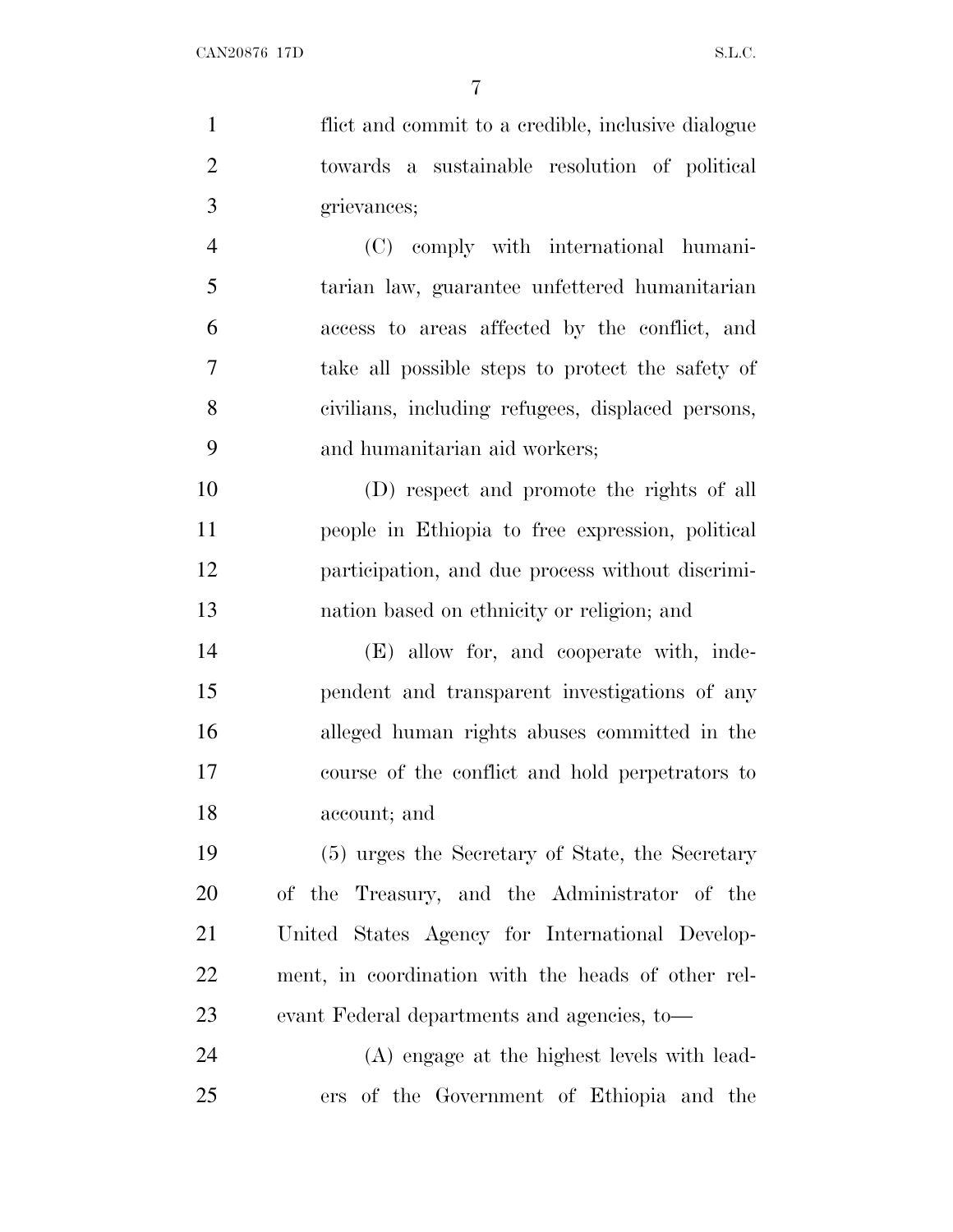flict and commit to a credible, inclusive dialogue towards a sustainable resolution of political grievances;

(C) comply with international humanitarian law, guarantee unfettered humanitarian access to areas affected by the conflict, and take all possible steps to protect the safety of civilians, including refugees, displaced persons, and humanitarian aid workers;

(D) respect and promote the rights of all people in Ethiopia to free expression, political participation, and due process without discrimination based on ethnicity or religion; and

(E) allow for, and cooperate with, independent and transparent investigations of any alleged human rights abuses committed in the course of the conflict and hold perpetrators to account; and

(5) urges the Secretary of State, the Secretary of the Treasury, and the Administrator of the United States Agency for International Development, in coordination with the heads of other relevant Federal departments and agencies, to—

(A) engage at the highest levels with leaders of the Government of Ethiopia and the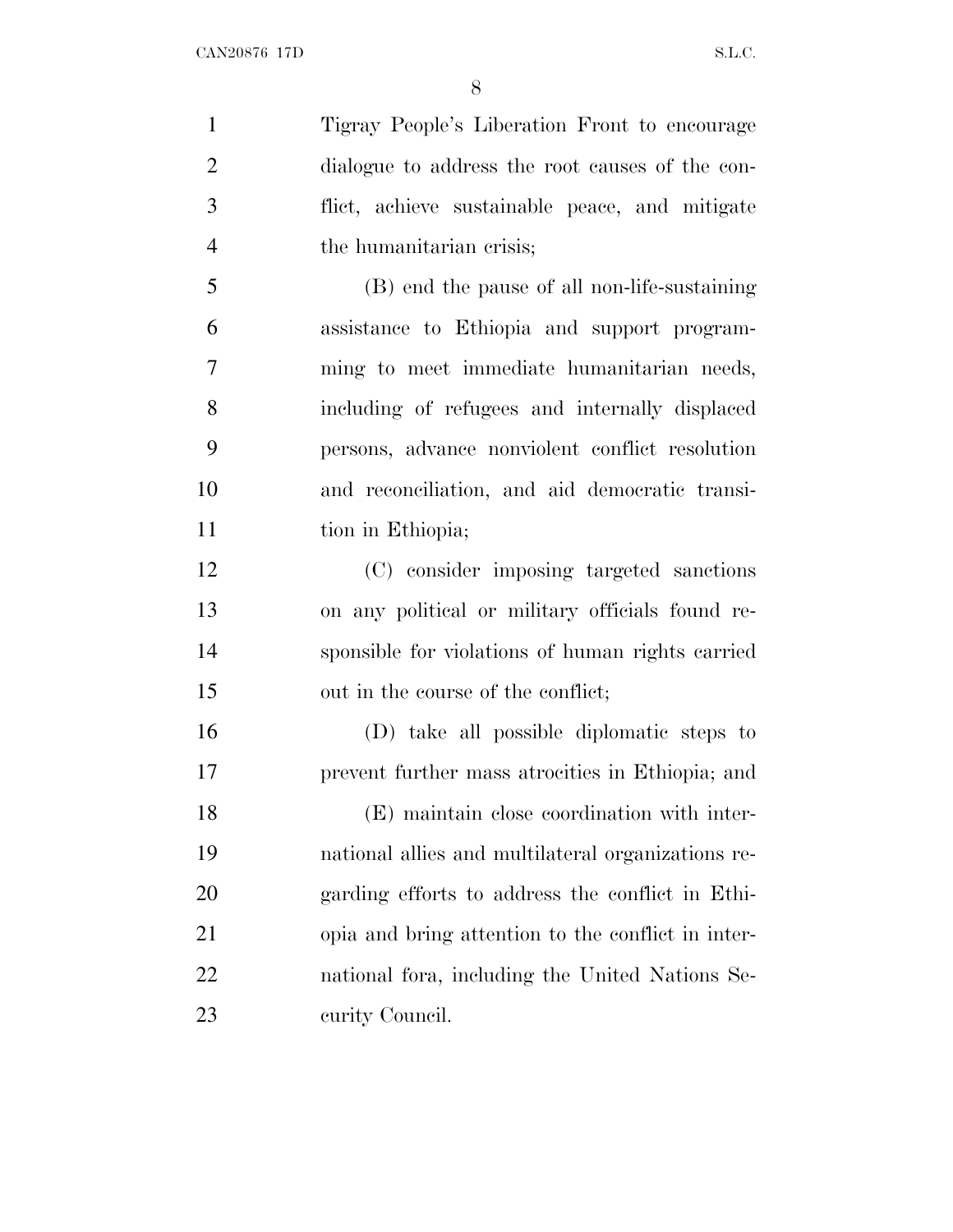Tigray People's Liberation Front to encourage dialogue to address the root causes of the conflict, achieve sustainable peace, and mitigate the humanitarian crisis;

(B) end the pause of all non-life-sustaining assistance to Ethiopia and support programming to meet immediate humanitarian needs, including of refugees and internally displaced persons, advance nonviolent conflict resolution and reconciliation, and aid democratic transition in Ethiopia;

(C) consider imposing targeted sanctions on any political or military officials found responsible for violations of human rights carried out in the course of the conflict;

(D) take all possible diplomatic steps to prevent further mass atrocities in Ethiopia; and

(E) maintain close coordination with international allies and multilateral organizations regarding efforts to address the conflict in Ethiopia and bring attention to the conflict in international fora, including the United Nations Security Council.